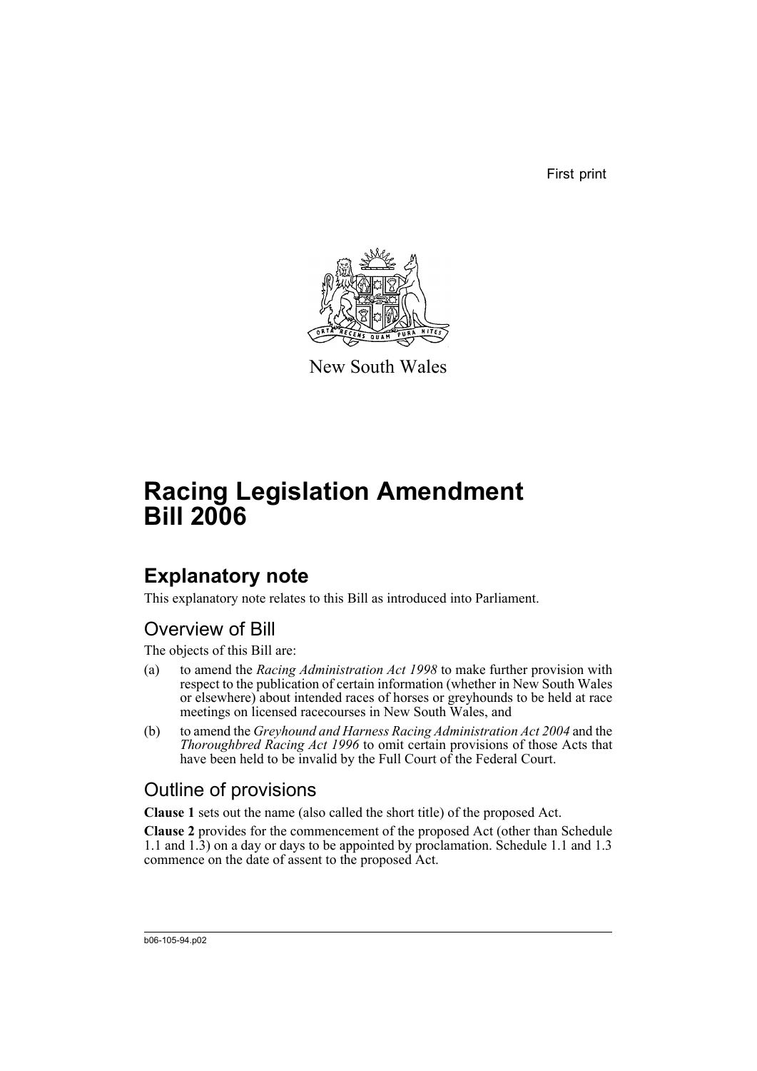First print

New South Wales

# Racing Legislation Amendment Bill 2006

## Explanatory note

This explanatory note relates to this Bill as introduced into Parliament.

### Overview of Bill

The objects of this Bill are:

(a) to amend the *Racing Administration Act 1998* to make further provision with respect to the publication of certain information (whether in New South Wales or elsewhere) about intended races of horses or greyhounds to be held at race meetings on licensed racecourses in New South Wales, and

(b) to amend the *Greyhound and Harness Racing Administration Act 2004* and the *Thoroughbred Racing Act 1996* to omit certain provisions of those Acts that have been held to be invalid by the Full Court of the Federal Court.

### Outline of provisions

**Clause 1** sets out the name (also called the short title) of the proposed Act.

**Clause 2** provides for the commencement of the proposed Act (other than Schedule 1.1 and 1.3) on a day or days to be appointed by proclamation. Schedule 1.1 and 1.3 commence on the date of assent to the proposed Act.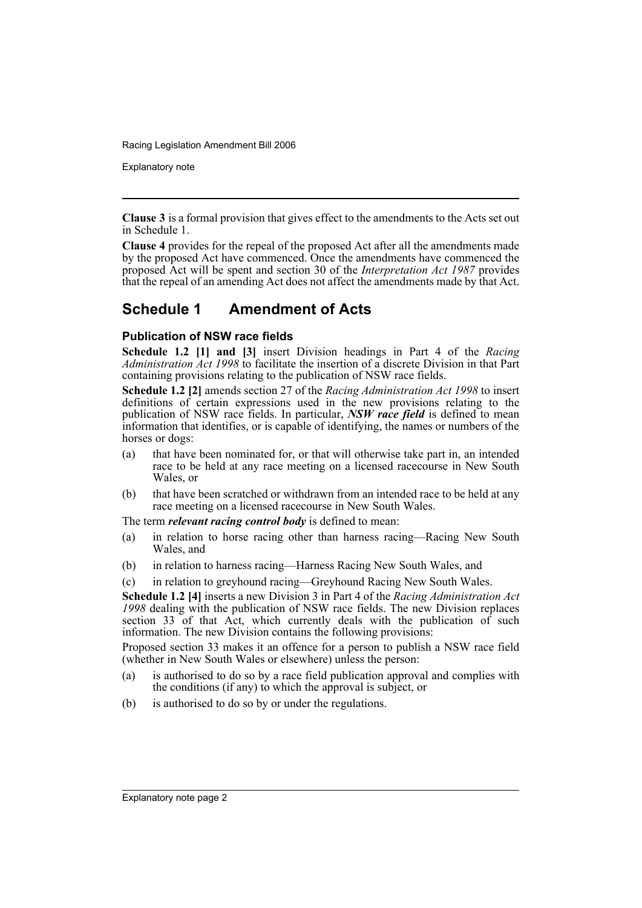**Clause 3** is a formal provision that gives effect to the amendments to the Acts set out in Schedule 1.

**Clause 4** provides for the repeal of the proposed Act after all the amendments made by the proposed Act have commenced. Once the amendments have commenced the proposed Act will be spent and section 30 of the *Interpretation Act 1987* provides that the repeal of an amending Act does not affect the amendments made by that Act.

## Schedule 1 Amendment of Acts

### Publication of NSW race fields

**Schedule 1.2 [1] and [3]** insert Division headings in Part 4 of the *Racing Administration Act 1998* to facilitate the insertion of a discrete Division in that Part containing provisions relating to the publication of NSW race fields.

**Schedule 1.2 [2]** amends section 27 of the *Racing Administration Act 1998* to insert definitions of certain expressions used in the new provisions relating to the publication of NSW race fields. In particular, ***NSW race field*** is defined to mean information that identifies, or is capable of identifying, the names or numbers of the horses or dogs:

(a) that have been nominated for, or that will otherwise take part in, an intended race to be held at any race meeting on a licensed racecourse in New South Wales, or

(b) that have been scratched or withdrawn from an intended race to be held at any race meeting on a licensed racecourse in New South Wales.

The term ***relevant racing control body*** is defined to mean:

(a) in relation to horse racing other than harness racing—Racing New South Wales, and

(b) in relation to harness racing—Harness Racing New South Wales, and

(c) in relation to greyhound racing—Greyhound Racing New South Wales.

**Schedule 1.2 [4]** inserts a new Division 3 in Part 4 of the *Racing Administration Act 1998* dealing with the publication of NSW race fields. The new Division replaces section 33 of that Act, which currently deals with the publication of such information. The new Division contains the following provisions:

Proposed section 33 makes it an offence for a person to publish a NSW race field (whether in New South Wales or elsewhere) unless the person:

(a) is authorised to do so by a race field publication approval and complies with the conditions (if any) to which the approval is subject, or

(b) is authorised to do so by or under the regulations.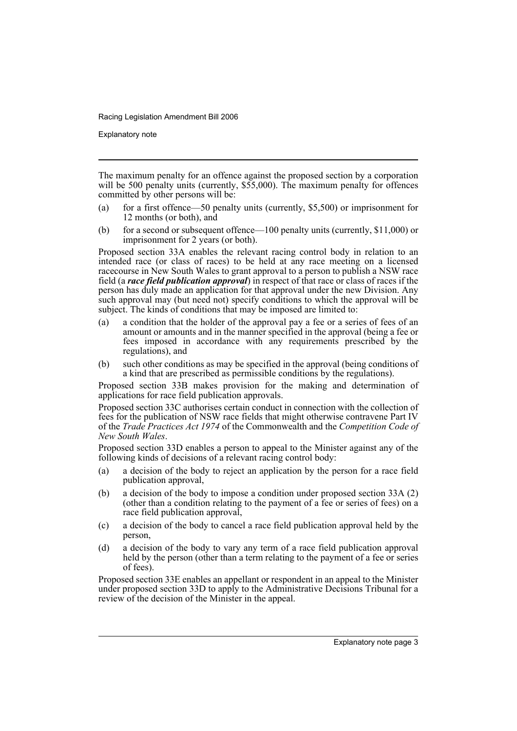The maximum penalty for an offence against the proposed section by a corporation will be 500 penalty units (currently, $55,000). The maximum penalty for offences committed by other persons will be:

(a) for a first offence—50 penalty units (currently, $5,500) or imprisonment for 12 months (or both), and

(b) for a second or subsequent offence—100 penalty units (currently, $11,000) or imprisonment for 2 years (or both).

Proposed section 33A enables the relevant racing control body in relation to an intended race (or class of races) to be held at any race meeting on a licensed racecourse in New South Wales to grant approval to a person to publish a NSW race field (a ***race field publication approval***) in respect of that race or class of races if the person has duly made an application for that approval under the new Division. Any such approval may (but need not) specify conditions to which the approval will be subject. The kinds of conditions that may be imposed are limited to:

(a) a condition that the holder of the approval pay a fee or a series of fees of an amount or amounts and in the manner specified in the approval (being a fee or fees imposed in accordance with any requirements prescribed by the regulations), and

(b) such other conditions as may be specified in the approval (being conditions of a kind that are prescribed as permissible conditions by the regulations).

Proposed section 33B makes provision for the making and determination of applications for race field publication approvals.

Proposed section 33C authorises certain conduct in connection with the collection of fees for the publication of NSW race fields that might otherwise contravene Part IV of the *Trade Practices Act 1974* of the Commonwealth and the *Competition Code of New South Wales*.

Proposed section 33D enables a person to appeal to the Minister against any of the following kinds of decisions of a relevant racing control body:

(a) a decision of the body to reject an application by the person for a race field publication approval,

(b) a decision of the body to impose a condition under proposed section 33A (2) (other than a condition relating to the payment of a fee or series of fees) on a race field publication approval,

(c) a decision of the body to cancel a race field publication approval held by the person,

(d) a decision of the body to vary any term of a race field publication approval held by the person (other than a term relating to the payment of a fee or series of fees).

Proposed section 33E enables an appellant or respondent in an appeal to the Minister under proposed section 33D to apply to the Administrative Decisions Tribunal for a review of the decision of the Minister in the appeal.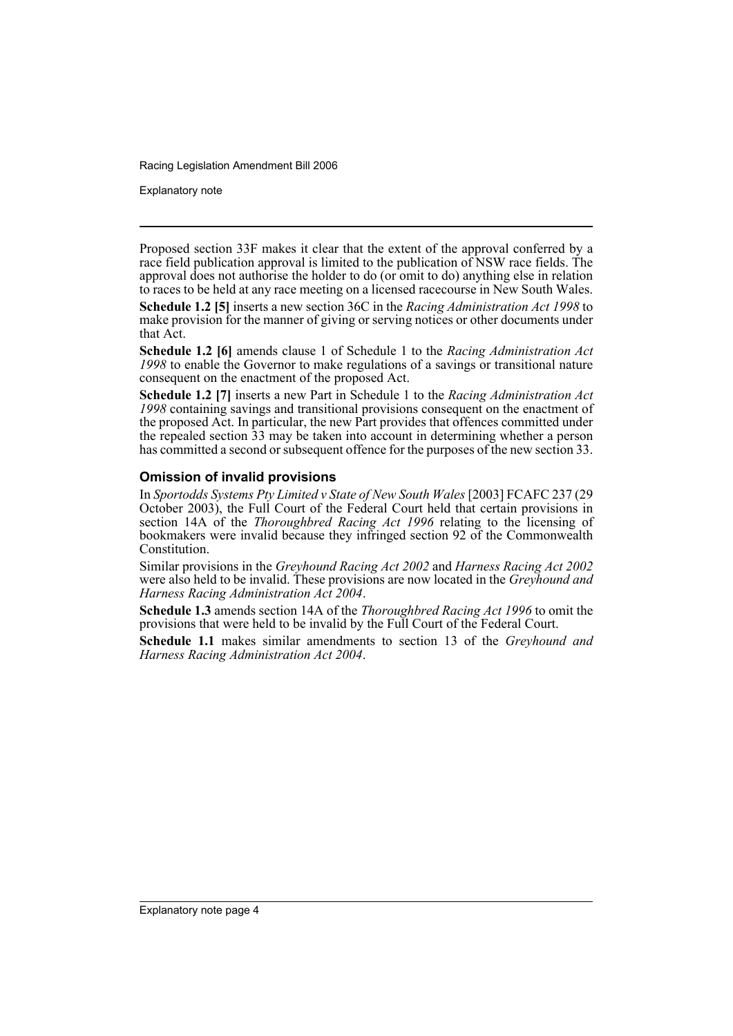Proposed section 33F makes it clear that the extent of the approval conferred by a race field publication approval is limited to the publication of NSW race fields. The approval does not authorise the holder to do (or omit to do) anything else in relation to races to be held at any race meeting on a licensed racecourse in New South Wales.

**Schedule 1.2 [5]** inserts a new section 36C in the *Racing Administration Act 1998* to make provision for the manner of giving or serving notices or other documents under that Act.

**Schedule 1.2 [6]** amends clause 1 of Schedule 1 to the *Racing Administration Act 1998* to enable the Governor to make regulations of a savings or transitional nature consequent on the enactment of the proposed Act.

**Schedule 1.2 [7]** inserts a new Part in Schedule 1 to the *Racing Administration Act 1998* containing savings and transitional provisions consequent on the enactment of the proposed Act. In particular, the new Part provides that offences committed under the repealed section 33 may be taken into account in determining whether a person has committed a second or subsequent offence for the purposes of the new section 33.

### Omission of invalid provisions

In *Sportodds Systems Pty Limited v State of New South Wales* [2003] FCAFC 237 (29 October 2003), the Full Court of the Federal Court held that certain provisions in section 14A of the *Thoroughbred Racing Act 1996* relating to the licensing of bookmakers were invalid because they infringed section 92 of the Commonwealth Constitution.

Similar provisions in the *Greyhound Racing Act 2002* and *Harness Racing Act 2002* were also held to be invalid. These provisions are now located in the *Greyhound and Harness Racing Administration Act 2004*.

**Schedule 1.3** amends section 14A of the *Thoroughbred Racing Act 1996* to omit the provisions that were held to be invalid by the Full Court of the Federal Court.

**Schedule 1.1** makes similar amendments to section 13 of the *Greyhound and Harness Racing Administration Act 2004*.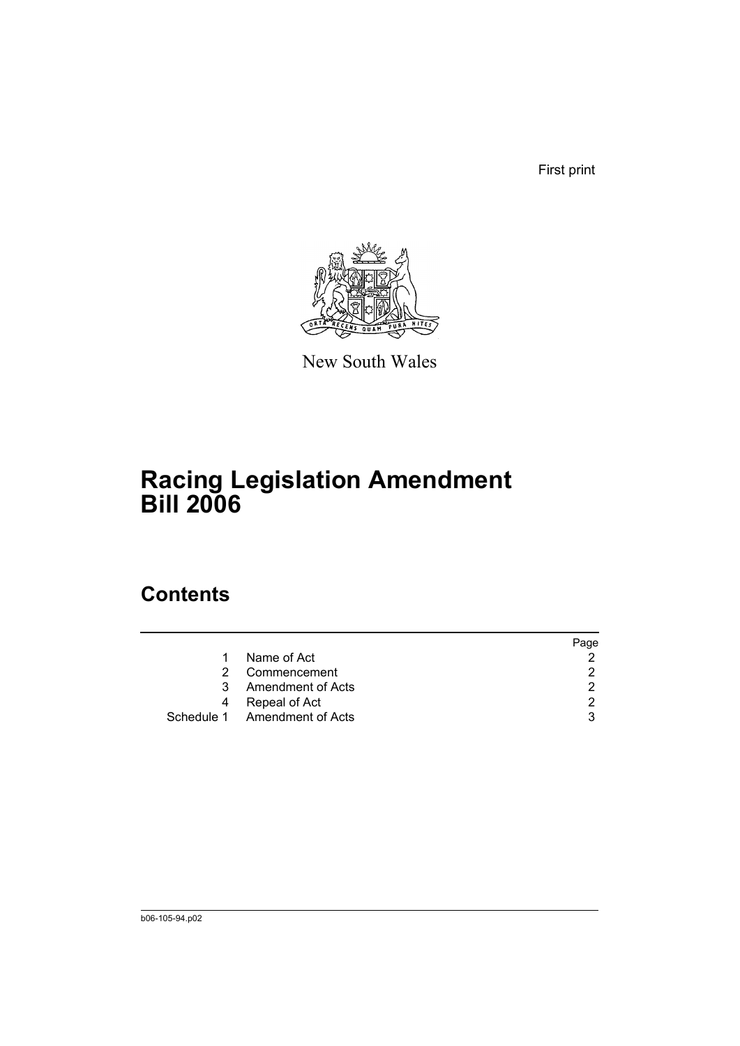First print

New South Wales

# Racing Legislation Amendment Bill 2006

## Contents

| | | Page |
|---|---|---|
| 1 | Name of Act | 2 |
| 2 | Commencement | 2 |
| 3 | Amendment of Acts | 2 |
| 4 | Repeal of Act | 2 |
| Schedule 1 | Amendment of Acts | 3 |

b06-105-94.p02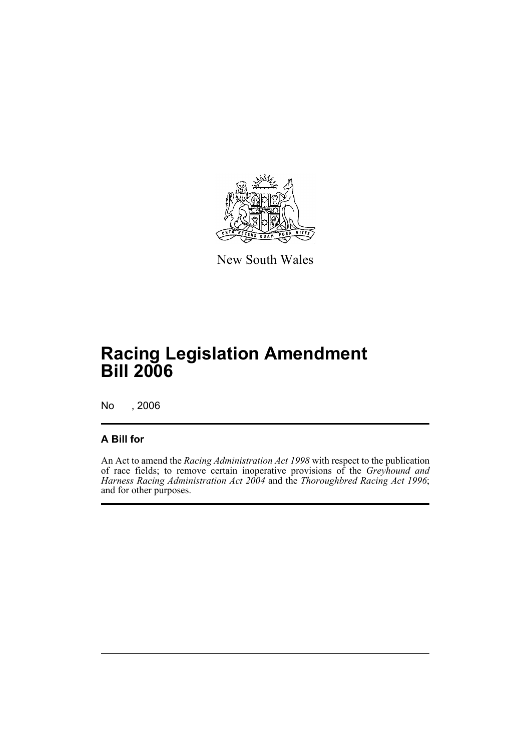New South Wales

# Racing Legislation Amendment Bill 2006

No , 2006

## A Bill for

An Act to amend the *Racing Administration Act 1998* with respect to the publication of race fields; to remove certain inoperative provisions of the *Greyhound and Harness Racing Administration Act 2004* and the *Thoroughbred Racing Act 1996*; and for other purposes.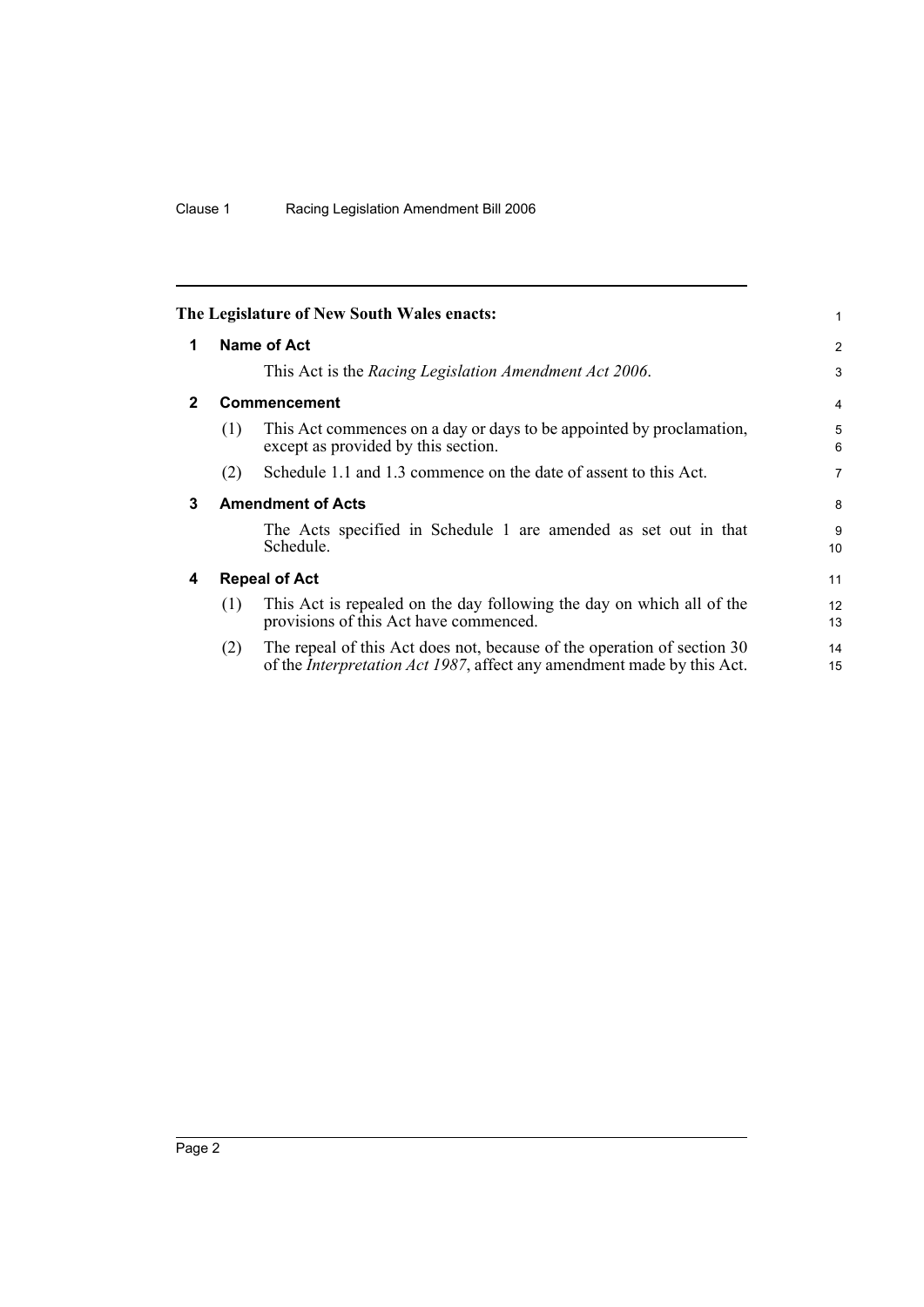**The Legislature of New South Wales enacts:**

## 1 Name of Act

This Act is the *Racing Legislation Amendment Act 2006*.

## 2 Commencement

(1) This Act commences on a day or days to be appointed by proclamation, except as provided by this section.

(2) Schedule 1.1 and 1.3 commence on the date of assent to this Act.

## 3 Amendment of Acts

The Acts specified in Schedule 1 are amended as set out in that Schedule.

## 4 Repeal of Act

(1) This Act is repealed on the day following the day on which all of the provisions of this Act have commenced.

(2) The repeal of this Act does not, because of the operation of section 30 of the *Interpretation Act 1987*, affect any amendment made by this Act.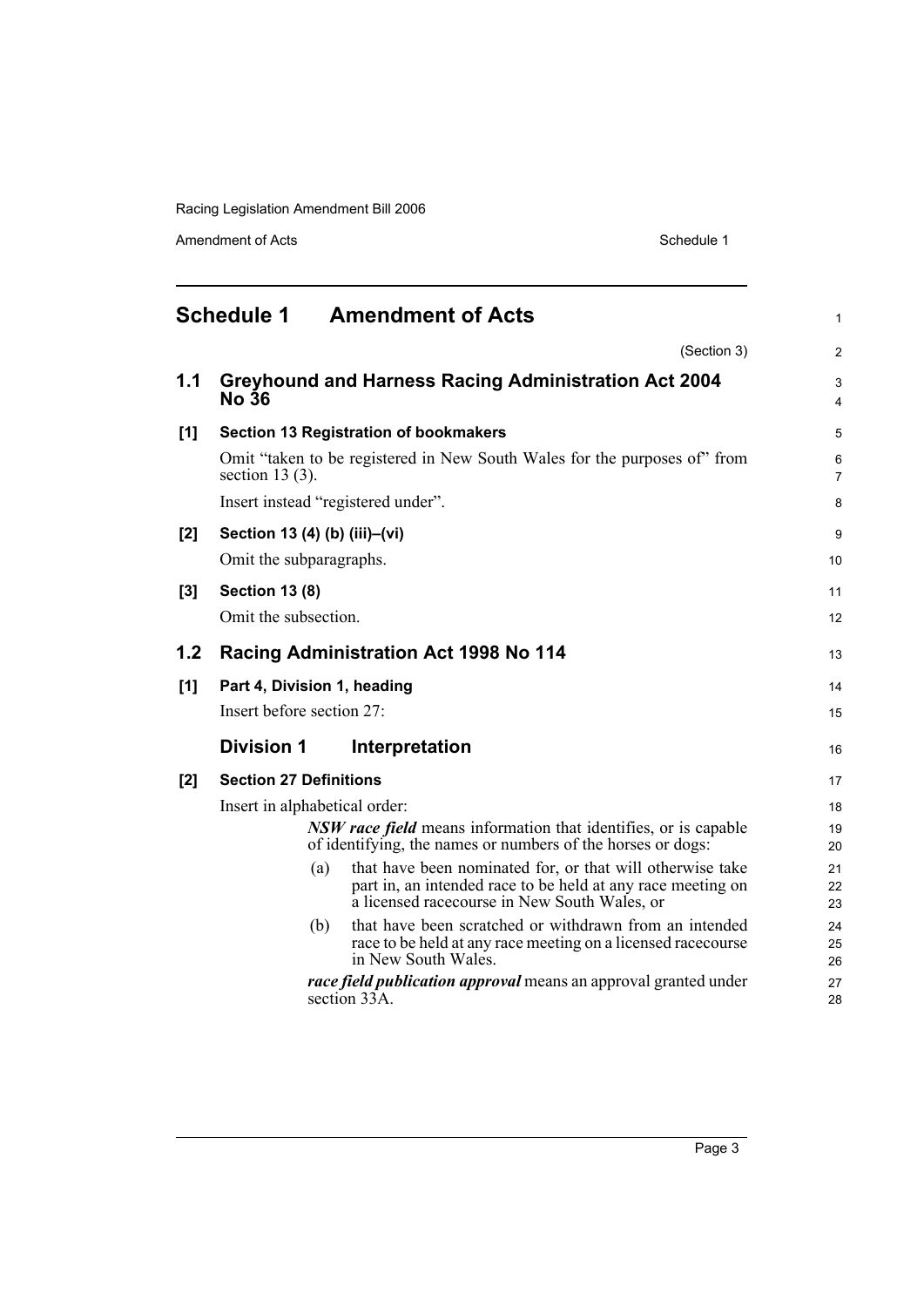# Schedule 1 Amendment of Acts

(Section 3)

## 1.1 Greyhound and Harness Racing Administration Act 2004 No 36

**[1] Section 13 Registration of bookmakers**

Omit "taken to be registered in New South Wales for the purposes of" from section 13 (3).

Insert instead "registered under".

**[2] Section 13 (4) (b) (iii)–(vi)**

Omit the subparagraphs.

**[3] Section 13 (8)**

Omit the subsection.

## 1.2 Racing Administration Act 1998 No 114

**[1] Part 4, Division 1, heading**

Insert before section 27:

### Division 1 Interpretation

**[2] Section 27 Definitions**

Insert in alphabetical order:

***NSW race field*** means information that identifies, or is capable of identifying, the names or numbers of the horses or dogs:

(a) that have been nominated for, or that will otherwise take part in, an intended race to be held at any race meeting on a licensed racecourse in New South Wales, or

(b) that have been scratched or withdrawn from an intended race to be held at any race meeting on a licensed racecourse in New South Wales.

***race field publication approval*** means an approval granted under section 33A.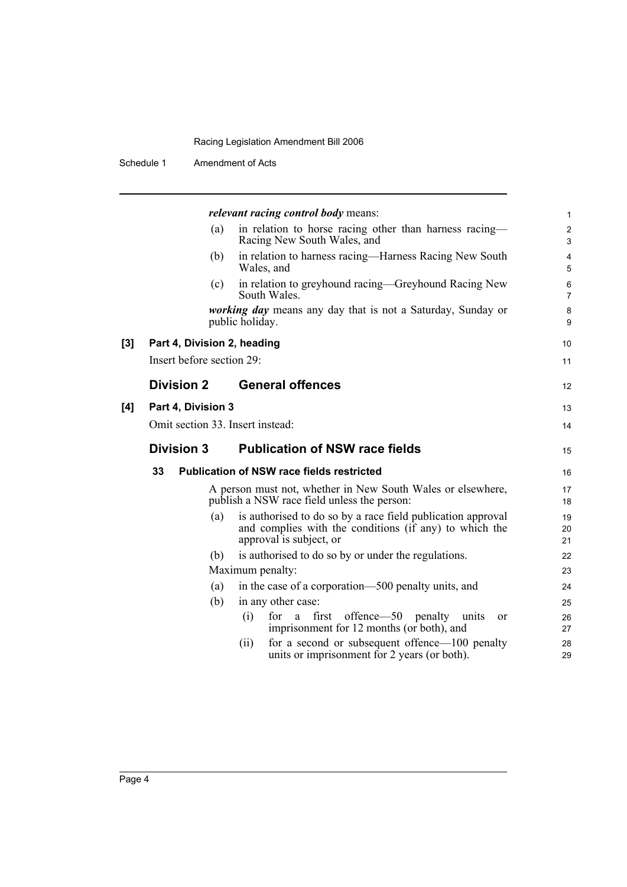***relevant racing control body*** means:

(a) in relation to horse racing other than harness racing—Racing New South Wales, and

(b) in relation to harness racing—Harness Racing New South Wales, and

(c) in relation to greyhound racing—Greyhound Racing New South Wales.

***working day*** means any day that is not a Saturday, Sunday or public holiday.

**[3] Part 4, Division 2, heading**

Insert before section 29:

## Division 2 General offences

**[4] Part 4, Division 3**

Omit section 33. Insert instead:

## Division 3 Publication of NSW race fields

### 33 Publication of NSW race fields restricted

A person must not, whether in New South Wales or elsewhere, publish a NSW race field unless the person:

(a) is authorised to do so by a race field publication approval and complies with the conditions (if any) to which the approval is subject, or

(b) is authorised to do so by or under the regulations.

Maximum penalty:

(a) in the case of a corporation—500 penalty units, and

(b) in any other case:

(i) for a first offence—50 penalty units or imprisonment for 12 months (or both), and

(ii) for a second or subsequent offence—100 penalty units or imprisonment for 2 years (or both).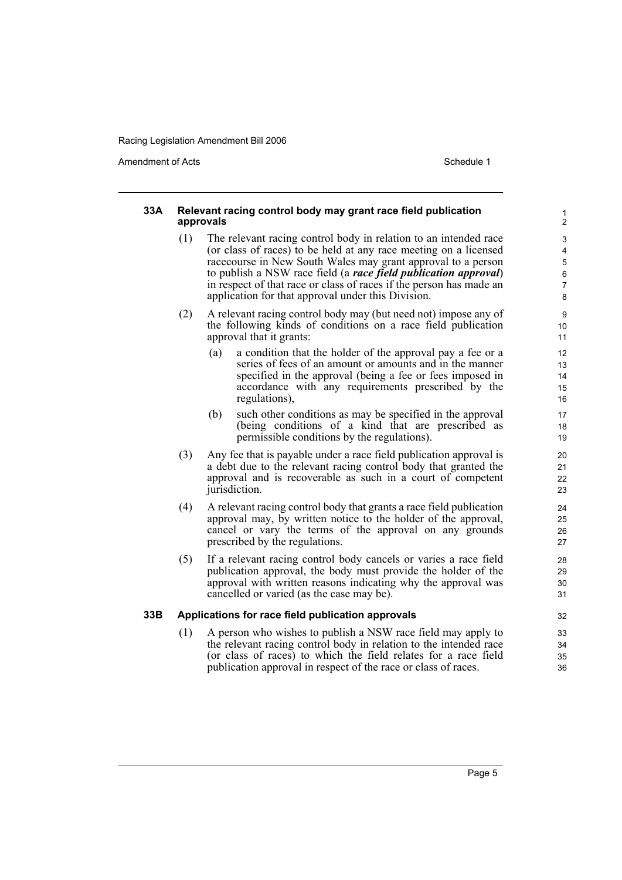#### 33A Relevant racing control body may grant race field publication approvals

(1) The relevant racing control body in relation to an intended race (or class of races) to be held at any race meeting on a licensed racecourse in New South Wales may grant approval to a person to publish a NSW race field (a ***race field publication approval***) in respect of that race or class of races if the person has made an application for that approval under this Division.

(2) A relevant racing control body may (but need not) impose any of the following kinds of conditions on a race field publication approval that it grants:

(a) a condition that the holder of the approval pay a fee or a series of fees of an amount or amounts and in the manner specified in the approval (being a fee or fees imposed in accordance with any requirements prescribed by the regulations),

(b) such other conditions as may be specified in the approval (being conditions of a kind that are prescribed as permissible conditions by the regulations).

(3) Any fee that is payable under a race field publication approval is a debt due to the relevant racing control body that granted the approval and is recoverable as such in a court of competent jurisdiction.

(4) A relevant racing control body that grants a race field publication approval may, by written notice to the holder of the approval, cancel or vary the terms of the approval on any grounds prescribed by the regulations.

(5) If a relevant racing control body cancels or varies a race field publication approval, the body must provide the holder of the approval with written reasons indicating why the approval was cancelled or varied (as the case may be).

#### 33B Applications for race field publication approvals

(1) A person who wishes to publish a NSW race field may apply to the relevant racing control body in relation to the intended race (or class of races) to which the field relates for a race field publication approval in respect of the race or class of races.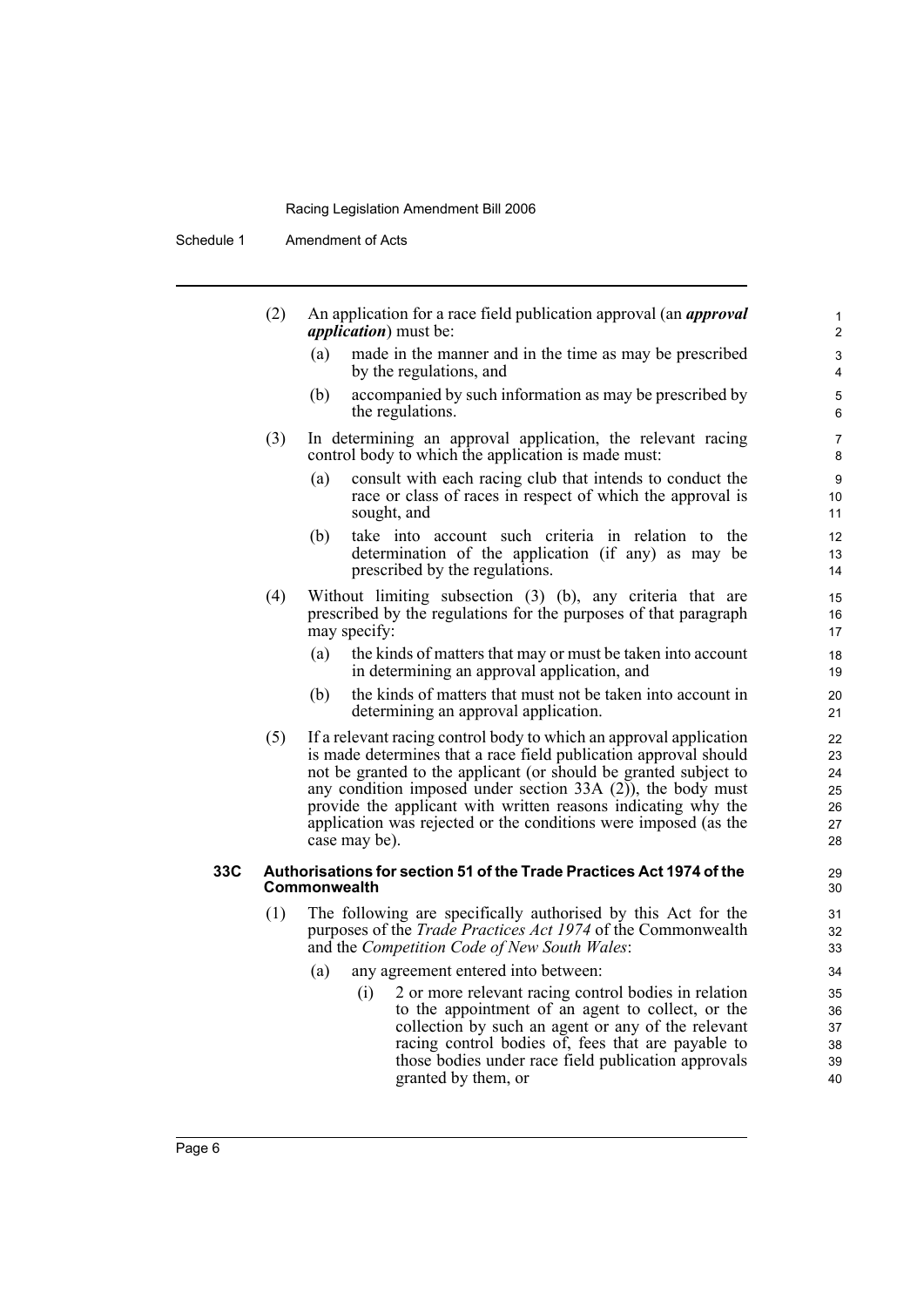(2) An application for a race field publication approval (an ***approval application***) must be:

(a) made in the manner and in the time as may be prescribed by the regulations, and

(b) accompanied by such information as may be prescribed by the regulations.

(3) In determining an approval application, the relevant racing control body to which the application is made must:

(a) consult with each racing club that intends to conduct the race or class of races in respect of which the approval is sought, and

(b) take into account such criteria in relation to the determination of the application (if any) as may be prescribed by the regulations.

(4) Without limiting subsection (3) (b), any criteria that are prescribed by the regulations for the purposes of that paragraph may specify:

(a) the kinds of matters that may or must be taken into account in determining an approval application, and

(b) the kinds of matters that must not be taken into account in determining an approval application.

(5) If a relevant racing control body to which an approval application is made determines that a race field publication approval should not be granted to the applicant (or should be granted subject to any condition imposed under section 33A (2)), the body must provide the applicant with written reasons indicating why the application was rejected or the conditions were imposed (as the case may be).

**33C Authorisations for section 51 of the Trade Practices Act 1974 of the Commonwealth**

(1) The following are specifically authorised by this Act for the purposes of the *Trade Practices Act 1974* of the Commonwealth and the *Competition Code of New South Wales*:

(a) any agreement entered into between:

(i) 2 or more relevant racing control bodies in relation to the appointment of an agent to collect, or the collection by such an agent or any of the relevant racing control bodies of, fees that are payable to those bodies under race field publication approvals granted by them, or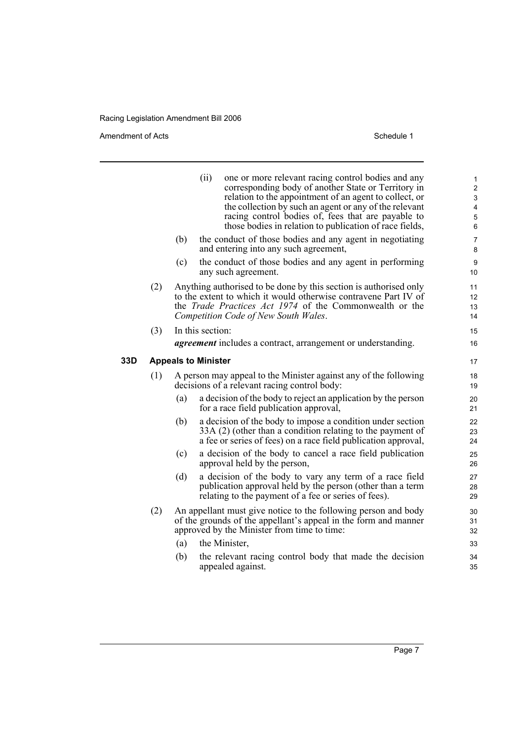(ii) one or more relevant racing control bodies and any corresponding body of another State or Territory in relation to the appointment of an agent to collect, or the collection by such an agent or any of the relevant racing control bodies of, fees that are payable to those bodies in relation to publication of race fields,

(b) the conduct of those bodies and any agent in negotiating and entering into any such agreement,

(c) the conduct of those bodies and any agent in performing any such agreement.

(2) Anything authorised to be done by this section is authorised only to the extent to which it would otherwise contravene Part IV of the *Trade Practices Act 1974* of the Commonwealth or the *Competition Code of New South Wales*.

(3) In this section:

***agreement*** includes a contract, arrangement or understanding.

### 33D Appeals to Minister

(1) A person may appeal to the Minister against any of the following decisions of a relevant racing control body:

(a) a decision of the body to reject an application by the person for a race field publication approval,

(b) a decision of the body to impose a condition under section 33A (2) (other than a condition relating to the payment of a fee or series of fees) on a race field publication approval,

(c) a decision of the body to cancel a race field publication approval held by the person,

(d) a decision of the body to vary any term of a race field publication approval held by the person (other than a term relating to the payment of a fee or series of fees).

(2) An appellant must give notice to the following person and body of the grounds of the appellant's appeal in the form and manner approved by the Minister from time to time:

(a) the Minister,

(b) the relevant racing control body that made the decision appealed against.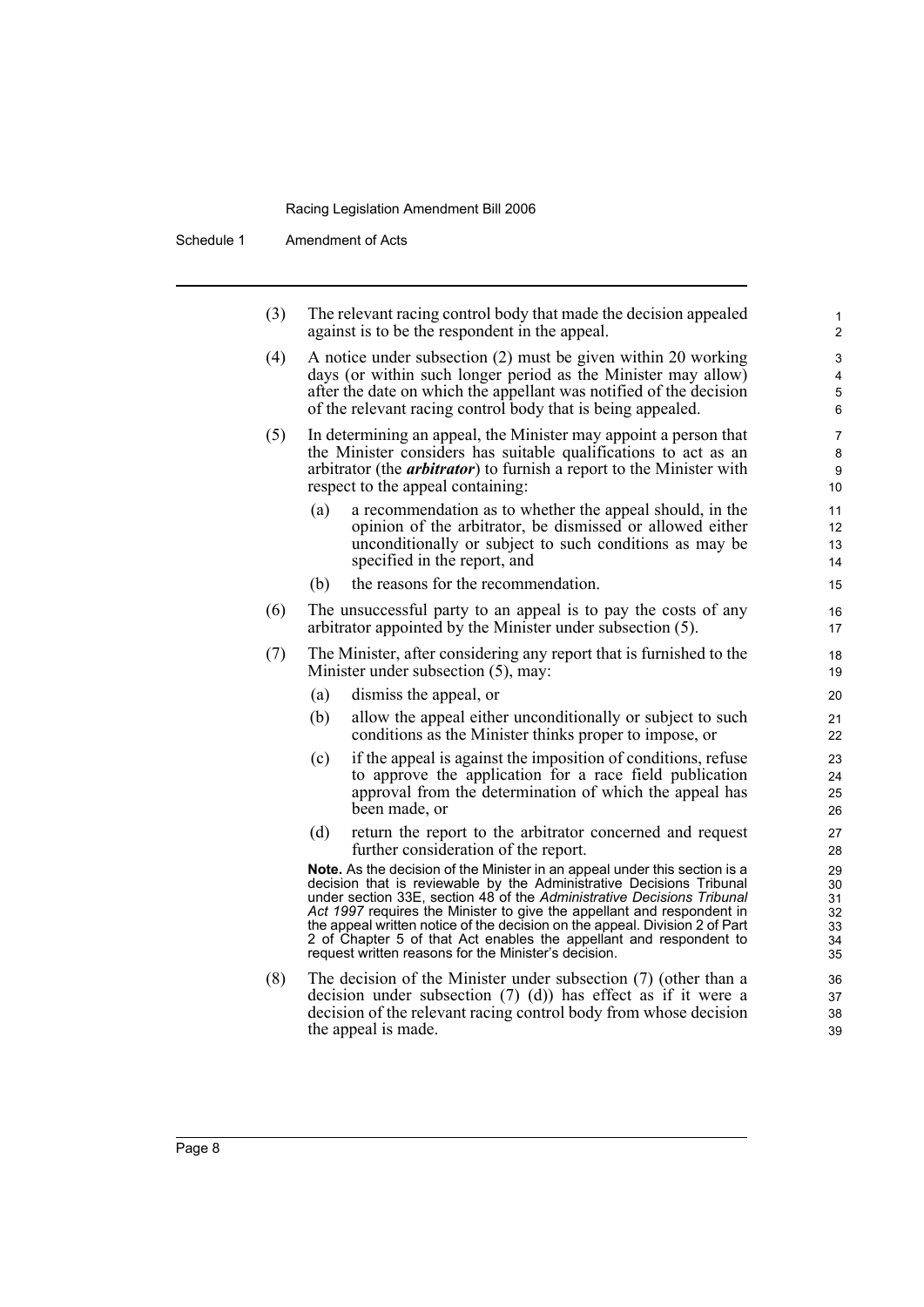(3) The relevant racing control body that made the decision appealed against is to be the respondent in the appeal.

(4) A notice under subsection (2) must be given within 20 working days (or within such longer period as the Minister may allow) after the date on which the appellant was notified of the decision of the relevant racing control body that is being appealed.

(5) In determining an appeal, the Minister may appoint a person that the Minister considers has suitable qualifications to act as an arbitrator (the ***arbitrator***) to furnish a report to the Minister with respect to the appeal containing:

- (a) a recommendation as to whether the appeal should, in the opinion of the arbitrator, be dismissed or allowed either unconditionally or subject to such conditions as may be specified in the report, and
- (b) the reasons for the recommendation.

(6) The unsuccessful party to an appeal is to pay the costs of any arbitrator appointed by the Minister under subsection (5).

(7) The Minister, after considering any report that is furnished to the Minister under subsection (5), may:

- (a) dismiss the appeal, or
- (b) allow the appeal either unconditionally or subject to such conditions as the Minister thinks proper to impose, or
- (c) if the appeal is against the imposition of conditions, refuse to approve the application for a race field publication approval from the determination of which the appeal has been made, or
- (d) return the report to the arbitrator concerned and request further consideration of the report.

**Note.** As the decision of the Minister in an appeal under this section is a decision that is reviewable by the Administrative Decisions Tribunal under section 33E, section 48 of the *Administrative Decisions Tribunal Act 1997* requires the Minister to give the appellant and respondent in the appeal written notice of the decision on the appeal. Division 2 of Part 2 of Chapter 5 of that Act enables the appellant and respondent to request written reasons for the Minister's decision.

(8) The decision of the Minister under subsection (7) (other than a decision under subsection (7) (d)) has effect as if it were a decision of the relevant racing control body from whose decision the appeal is made.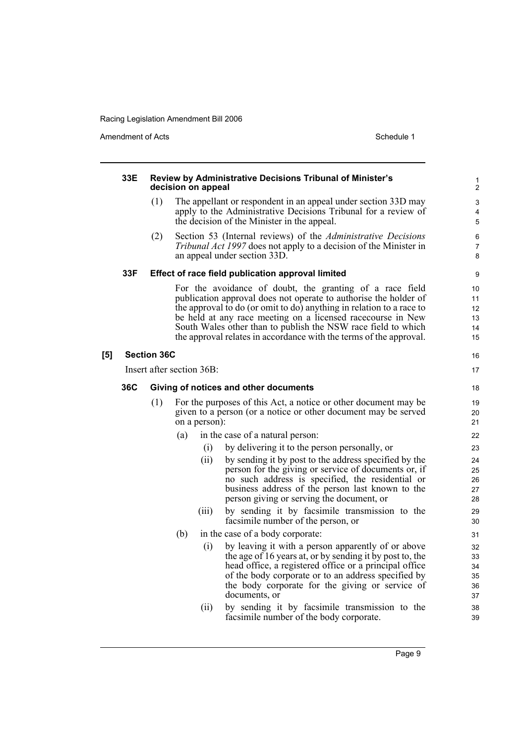**33E Review by Administrative Decisions Tribunal of Minister's decision on appeal**

(1) The appellant or respondent in an appeal under section 33D may apply to the Administrative Decisions Tribunal for a review of the decision of the Minister in the appeal.

(2) Section 53 (Internal reviews) of the *Administrative Decisions Tribunal Act 1997* does not apply to a decision of the Minister in an appeal under section 33D.

**33F Effect of race field publication approval limited**

For the avoidance of doubt, the granting of a race field publication approval does not operate to authorise the holder of the approval to do (or omit to do) anything in relation to a race to be held at any race meeting on a licensed racecourse in New South Wales other than to publish the NSW race field to which the approval relates in accordance with the terms of the approval.

**[5] Section 36C**

Insert after section 36B:

**36C Giving of notices and other documents**

(1) For the purposes of this Act, a notice or other document may be given to a person (or a notice or other document may be served on a person):

(a) in the case of a natural person:

(i) by delivering it to the person personally, or

(ii) by sending it by post to the address specified by the person for the giving or service of documents or, if no such address is specified, the residential or business address of the person last known to the person giving or serving the document, or

(iii) by sending it by facsimile transmission to the facsimile number of the person, or

(b) in the case of a body corporate:

(i) by leaving it with a person apparently of or above the age of 16 years at, or by sending it by post to, the head office, a registered office or a principal office of the body corporate or to an address specified by the body corporate for the giving or service of documents, or

(ii) by sending it by facsimile transmission to the facsimile number of the body corporate.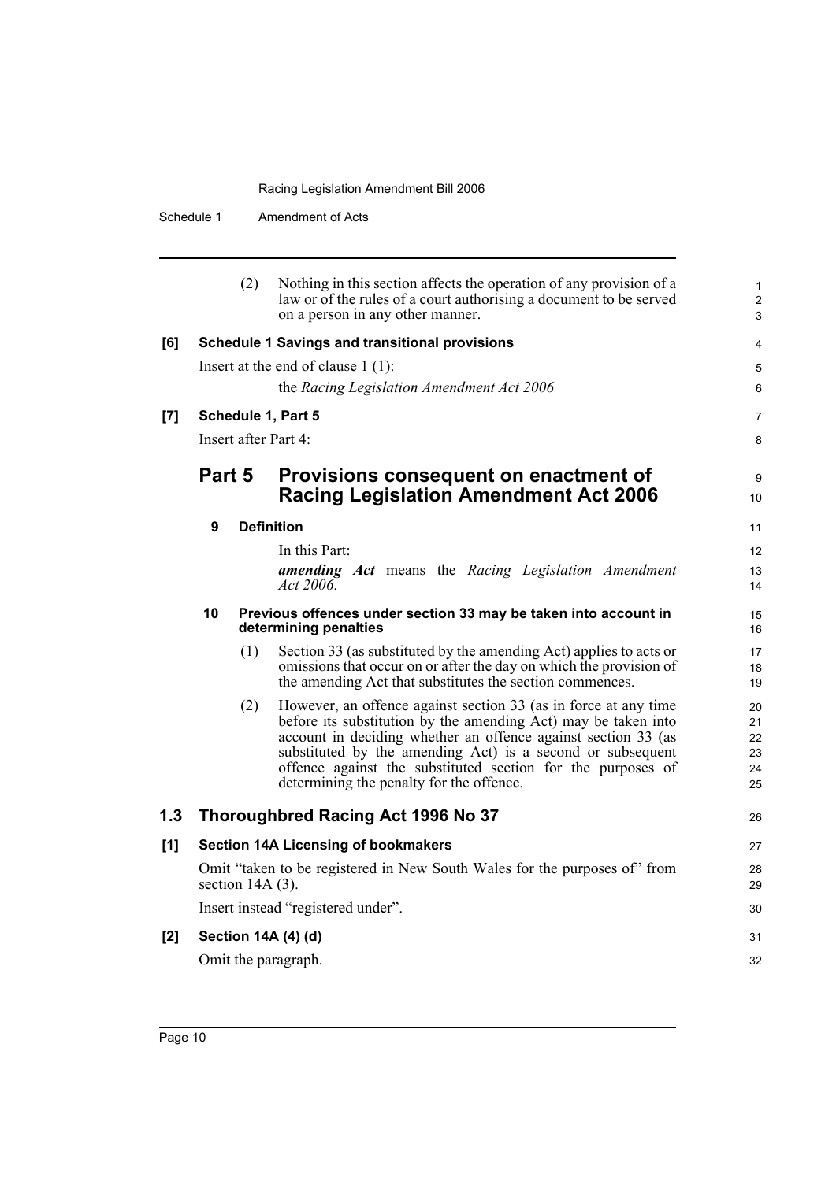(2) Nothing in this section affects the operation of any provision of a law or of the rules of a court authorising a document to be served on a person in any other manner.

**[6] Schedule 1 Savings and transitional provisions**

Insert at the end of clause 1 (1):

the *Racing Legislation Amendment Act 2006*

**[7] Schedule 1, Part 5**

Insert after Part 4:

## Part 5 Provisions consequent on enactment of Racing Legislation Amendment Act 2006

**9 Definition**

In this Part:

***amending Act*** means the *Racing Legislation Amendment Act 2006*.

**10 Previous offences under section 33 may be taken into account in determining penalties**

(1) Section 33 (as substituted by the amending Act) applies to acts or omissions that occur on or after the day on which the provision of the amending Act that substitutes the section commences.

(2) However, an offence against section 33 (as in force at any time before its substitution by the amending Act) may be taken into account in deciding whether an offence against section 33 (as substituted by the amending Act) is a second or subsequent offence against the substituted section for the purposes of determining the penalty for the offence.

## 1.3 Thoroughbred Racing Act 1996 No 37

**[1] Section 14A Licensing of bookmakers**

Omit "taken to be registered in New South Wales for the purposes of" from section 14A (3).

Insert instead "registered under".

**[2] Section 14A (4) (d)**

Omit the paragraph.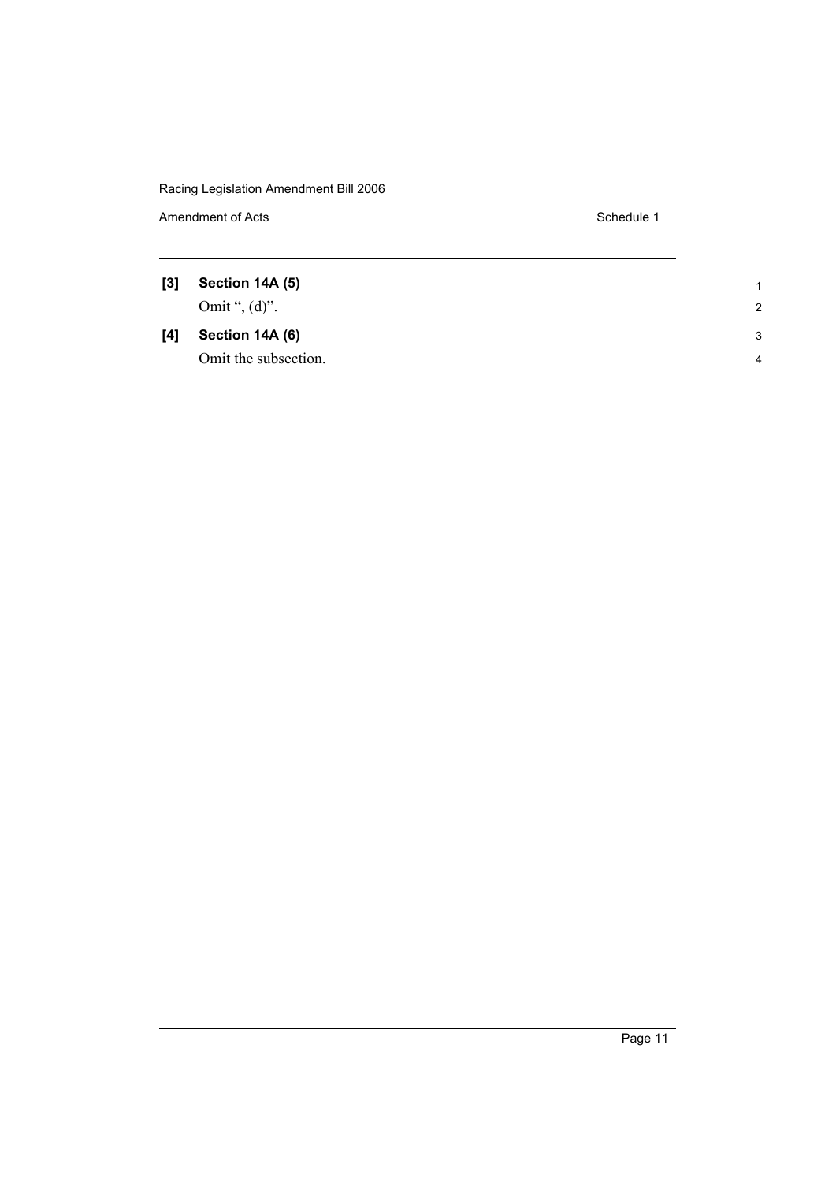**[3] Section 14A (5)**

Omit “, (d)”.

**[4] Section 14A (6)**

Omit the subsection.